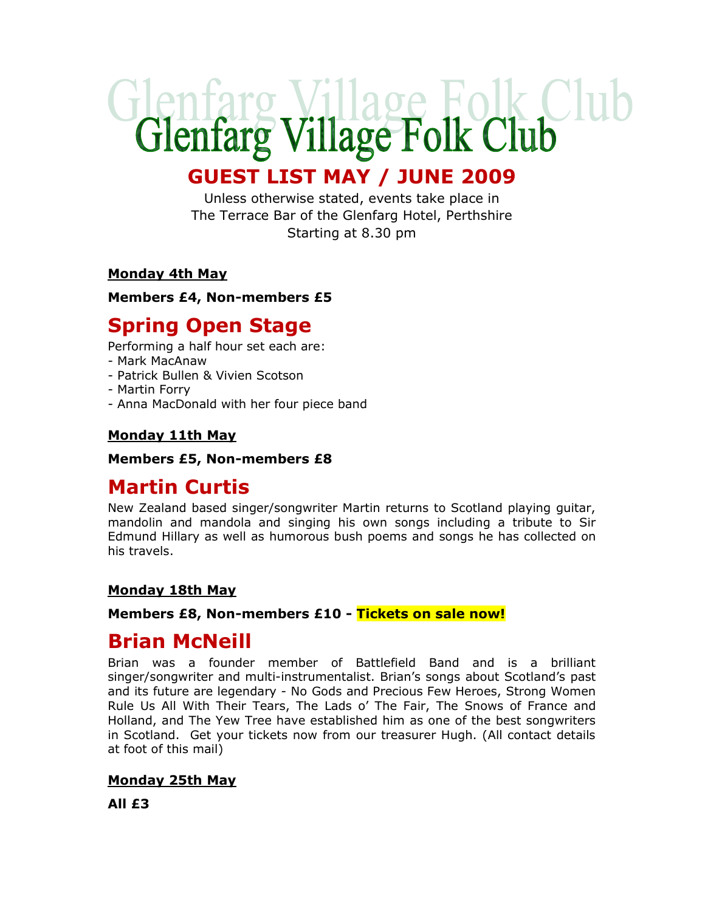# Glenfarg Village Folk Club

## GUEST LIST MAY / JUNE 2009

Unless otherwise stated, events take place in
The Terrace Bar of the Glenfarg Hotel, Perthshire
Starting at 8.30 pm

**Monday 4th May**

**Members £4, Non-members £5**

## Spring Open Stage

Performing a half hour set each are:
- Mark MacAnaw
- Patrick Bullen & Vivien Scotson
- Martin Forry
- Anna MacDonald with her four piece band

**Monday 11th May**

**Members £5, Non-members £8**

## Martin Curtis

New Zealand based singer/songwriter Martin returns to Scotland playing guitar, mandolin and mandola and singing his own songs including a tribute to Sir Edmund Hillary as well as humorous bush poems and songs he has collected on his travels.

**Monday 18th May**

**Members £8, Non-members £10 - Tickets on sale now!**

## Brian McNeill

Brian was a founder member of Battlefield Band and is a brilliant singer/songwriter and multi-instrumentalist. Brian's songs about Scotland's past and its future are legendary - No Gods and Precious Few Heroes, Strong Women Rule Us All With Their Tears, The Lads o' The Fair, The Snows of France and Holland, and The Yew Tree have established him as one of the best songwriters in Scotland. Get your tickets now from our treasurer Hugh. (All contact details at foot of this mail)

**Monday 25th May**

**All £3**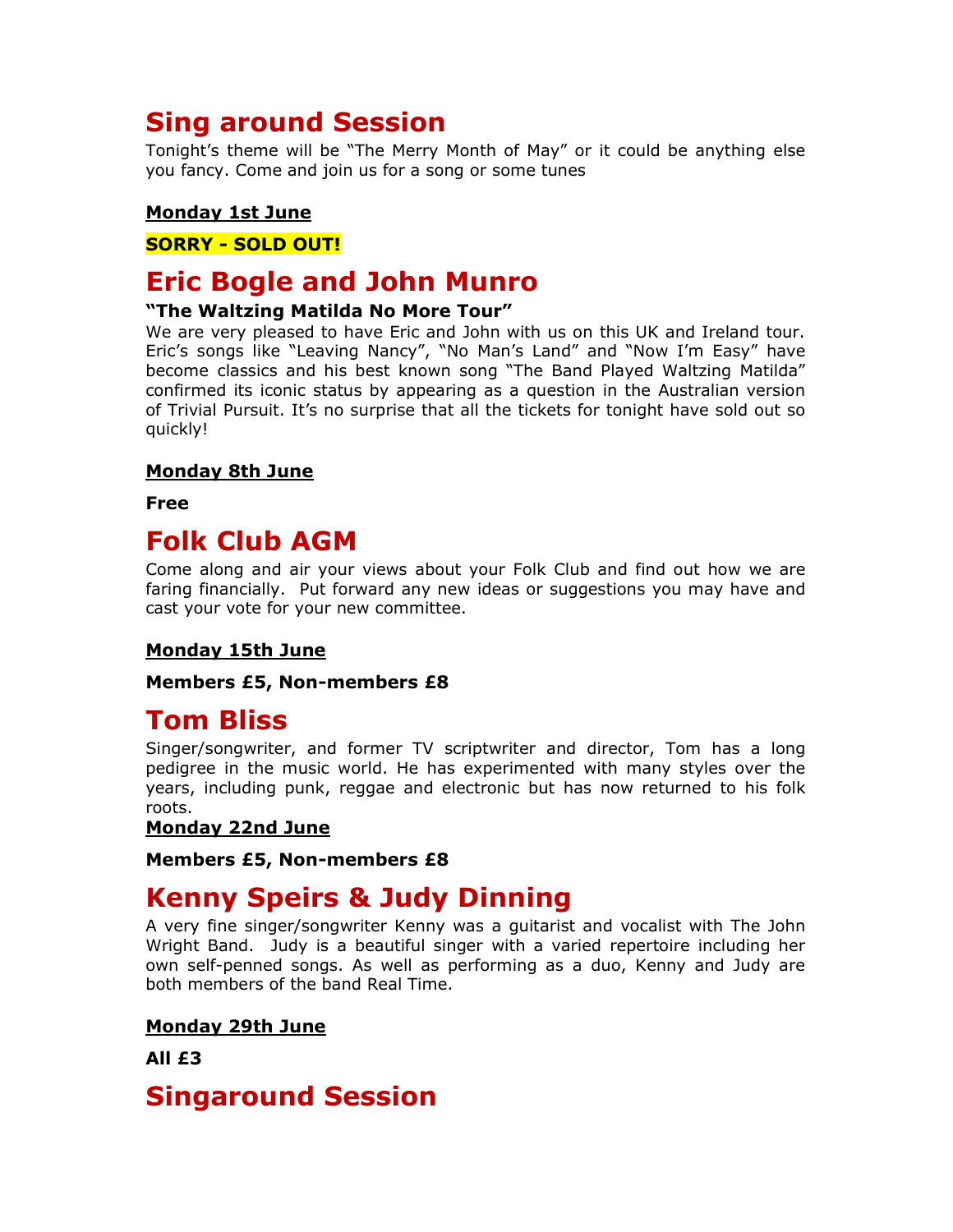## Sing around Session

Tonight's theme will be "The Merry Month of May" or it could be anything else you fancy. Come and join us for a song or some tunes

**Monday 1st June**

**SORRY - SOLD OUT!**

## Eric Bogle and John Munro

**"The Waltzing Matilda No More Tour"**

We are very pleased to have Eric and John with us on this UK and Ireland tour. Eric's songs like "Leaving Nancy", "No Man's Land" and "Now I'm Easy" have become classics and his best known song "The Band Played Waltzing Matilda" confirmed its iconic status by appearing as a question in the Australian version of Trivial Pursuit. It's no surprise that all the tickets for tonight have sold out so quickly!

**Monday 8th June**

**Free**

## Folk Club AGM

Come along and air your views about your Folk Club and find out how we are faring financially. Put forward any new ideas or suggestions you may have and cast your vote for your new committee.

**Monday 15th June**

**Members £5, Non-members £8**

## Tom Bliss

Singer/songwriter, and former TV scriptwriter and director, Tom has a long pedigree in the music world. He has experimented with many styles over the years, including punk, reggae and electronic but has now returned to his folk roots.

**Monday 22nd June**

**Members £5, Non-members £8**

## Kenny Speirs & Judy Dinning

A very fine singer/songwriter Kenny was a guitarist and vocalist with The John Wright Band. Judy is a beautiful singer with a varied repertoire including her own self-penned songs. As well as performing as a duo, Kenny and Judy are both members of the band Real Time.

**Monday 29th June**

**All £3**

## Singaround Session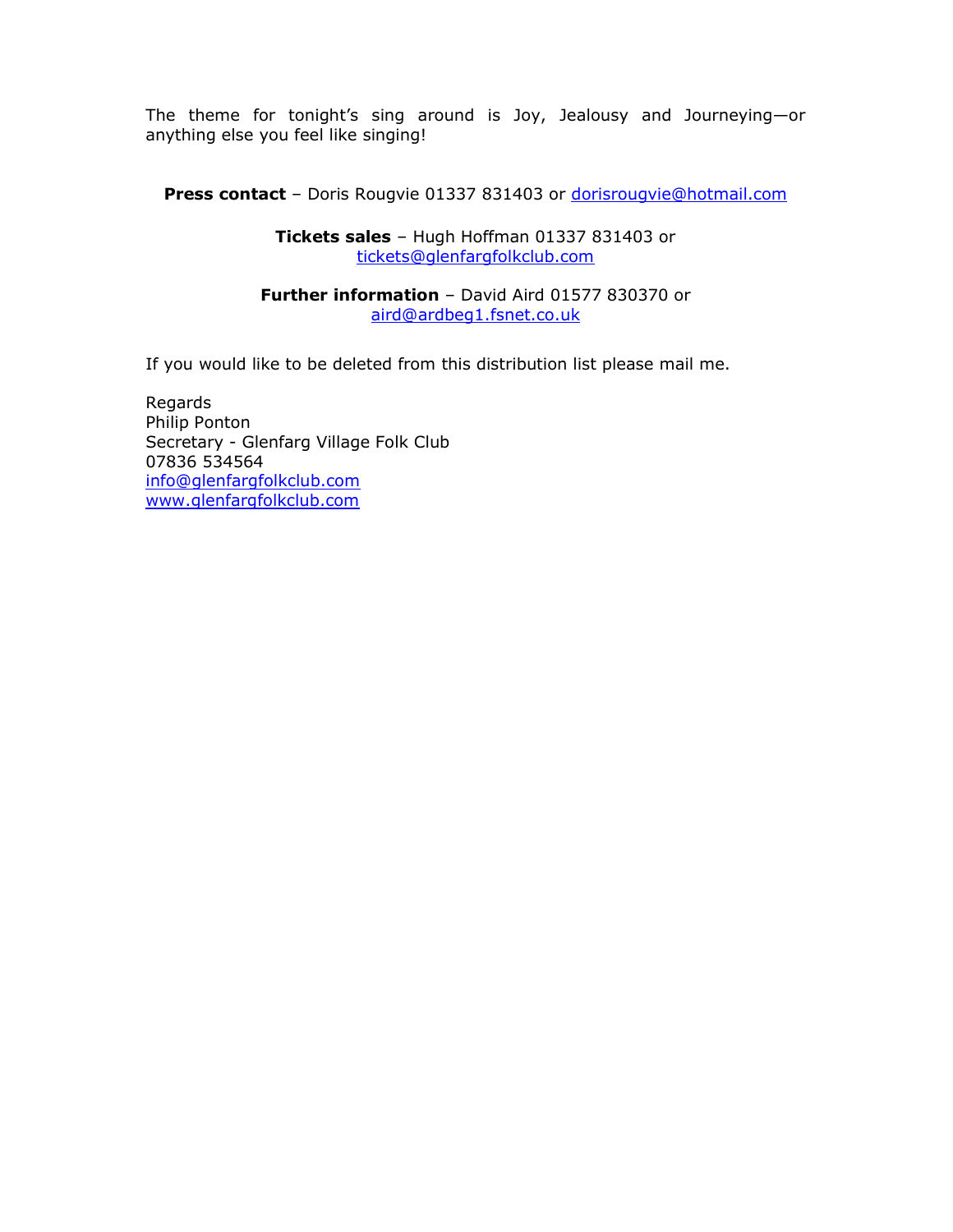The theme for tonight's sing around is Joy, Jealousy and Journeying—or anything else you feel like singing!

**Press contact** – Doris Rougvie 01337 831403 or dorisrougvie@hotmail.com

**Tickets sales** – Hugh Hoffman 01337 831403 or tickets@glenfargfolkclub.com

**Further information** – David Aird 01577 830370 or aird@ardbeg1.fsnet.co.uk

If you would like to be deleted from this distribution list please mail me.

Regards
Philip Ponton
Secretary - Glenfarg Village Folk Club
07836 534564
info@glenfargfolkclub.com
www.glenfargfolkclub.com